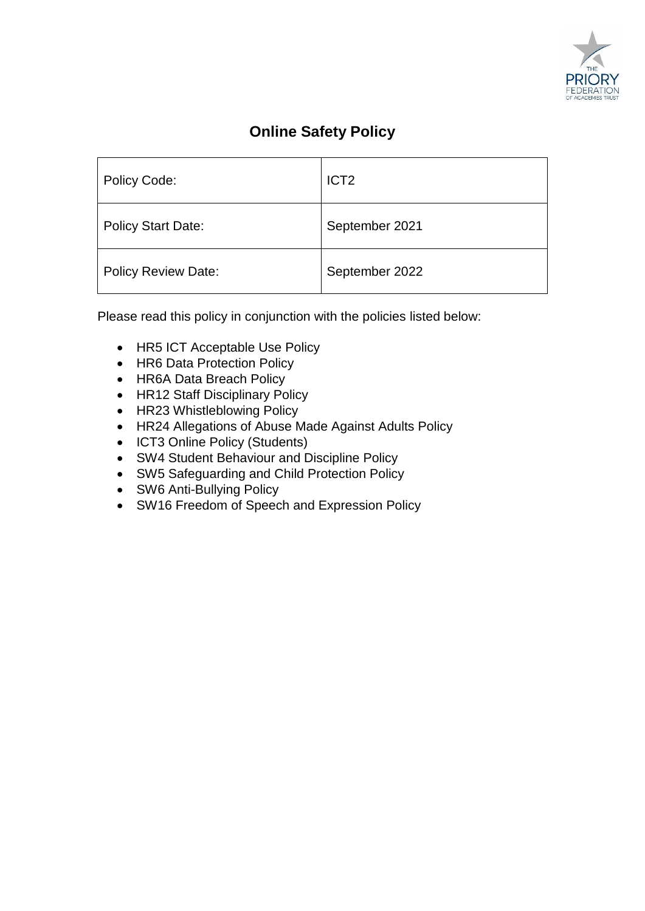# Online Safety Policy

| Policy Code: | ICT2 |
|---|---|
| Policy Start Date: | September 2021 |
| Policy Review Date: | September 2022 |

Please read this policy in conjunction with the policies listed below:

- HR5 ICT Acceptable Use Policy
- HR6 Data Protection Policy
- HR6A Data Breach Policy
- HR12 Staff Disciplinary Policy
- HR23 Whistleblowing Policy
- HR24 Allegations of Abuse Made Against Adults Policy
- ICT3 Online Policy (Students)
- SW4 Student Behaviour and Discipline Policy
- SW5 Safeguarding and Child Protection Policy
- SW6 Anti-Bullying Policy
- SW16 Freedom of Speech and Expression Policy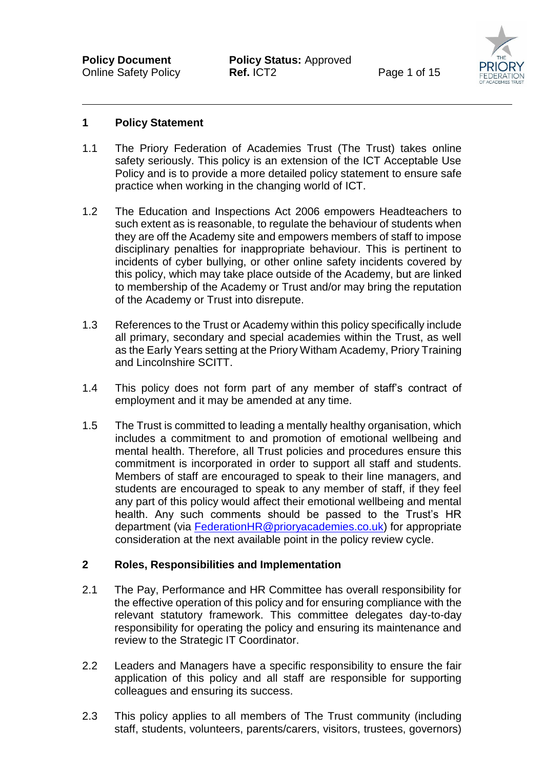## 1 Policy Statement

1.1 The Priory Federation of Academies Trust (The Trust) takes online safety seriously. This policy is an extension of the ICT Acceptable Use Policy and is to provide a more detailed policy statement to ensure safe practice when working in the changing world of ICT.

1.2 The Education and Inspections Act 2006 empowers Headteachers to such extent as is reasonable, to regulate the behaviour of students when they are off the Academy site and empowers members of staff to impose disciplinary penalties for inappropriate behaviour. This is pertinent to incidents of cyber bullying, or other online safety incidents covered by this policy, which may take place outside of the Academy, but are linked to membership of the Academy or Trust and/or may bring the reputation of the Academy or Trust into disrepute.

1.3 References to the Trust or Academy within this policy specifically include all primary, secondary and special academies within the Trust, as well as the Early Years setting at the Priory Witham Academy, Priory Training and Lincolnshire SCITT.

1.4 This policy does not form part of any member of staff's contract of employment and it may be amended at any time.

1.5 The Trust is committed to leading a mentally healthy organisation, which includes a commitment to and promotion of emotional wellbeing and mental health. Therefore, all Trust policies and procedures ensure this commitment is incorporated in order to support all staff and students. Members of staff are encouraged to speak to their line managers, and students are encouraged to speak to any member of staff, if they feel any part of this policy would affect their emotional wellbeing and mental health. Any such comments should be passed to the Trust's HR department (via FederationHR@prioryacademies.co.uk) for appropriate consideration at the next available point in the policy review cycle.

## 2 Roles, Responsibilities and Implementation

2.1 The Pay, Performance and HR Committee has overall responsibility for the effective operation of this policy and for ensuring compliance with the relevant statutory framework. This committee delegates day-to-day responsibility for operating the policy and ensuring its maintenance and review to the Strategic IT Coordinator.

2.2 Leaders and Managers have a specific responsibility to ensure the fair application of this policy and all staff are responsible for supporting colleagues and ensuring its success.

2.3 This policy applies to all members of The Trust community (including staff, students, volunteers, parents/carers, visitors, trustees, governors)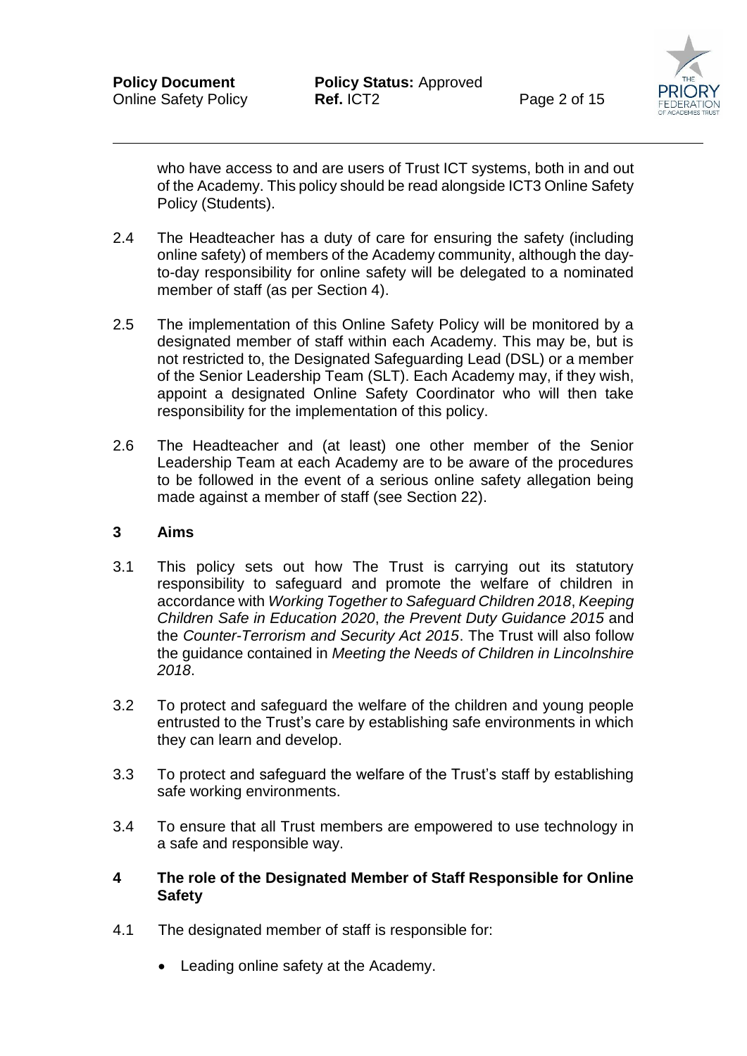who have access to and are users of Trust ICT systems, both in and out of the Academy. This policy should be read alongside ICT3 Online Safety Policy (Students).

2.4 The Headteacher has a duty of care for ensuring the safety (including online safety) of members of the Academy community, although the day-to-day responsibility for online safety will be delegated to a nominated member of staff (as per Section 4).

2.5 The implementation of this Online Safety Policy will be monitored by a designated member of staff within each Academy. This may be, but is not restricted to, the Designated Safeguarding Lead (DSL) or a member of the Senior Leadership Team (SLT). Each Academy may, if they wish, appoint a designated Online Safety Coordinator who will then take responsibility for the implementation of this policy.

2.6 The Headteacher and (at least) one other member of the Senior Leadership Team at each Academy are to be aware of the procedures to be followed in the event of a serious online safety allegation being made against a member of staff (see Section 22).

## 3 Aims

3.1 This policy sets out how The Trust is carrying out its statutory responsibility to safeguard and promote the welfare of children in accordance with *Working Together to Safeguard Children 2018*, *Keeping Children Safe in Education 2020*, *the Prevent Duty Guidance 2015* and the *Counter-Terrorism and Security Act 2015*. The Trust will also follow the guidance contained in *Meeting the Needs of Children in Lincolnshire 2018*.

3.2 To protect and safeguard the welfare of the children and young people entrusted to the Trust's care by establishing safe environments in which they can learn and develop.

3.3 To protect and safeguard the welfare of the Trust's staff by establishing safe working environments.

3.4 To ensure that all Trust members are empowered to use technology in a safe and responsible way.

## 4 The role of the Designated Member of Staff Responsible for Online Safety

4.1 The designated member of staff is responsible for:

- Leading online safety at the Academy.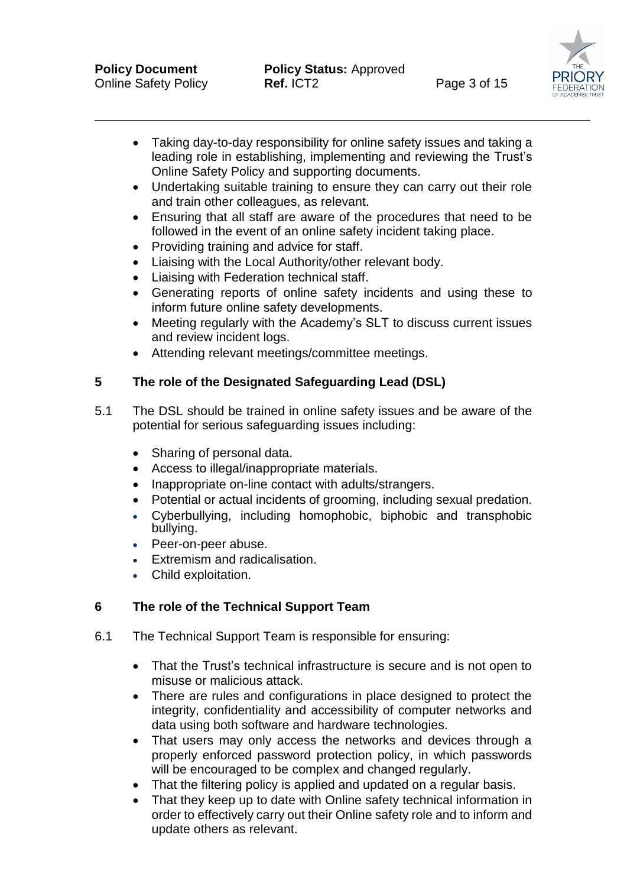- Taking day-to-day responsibility for online safety issues and taking a leading role in establishing, implementing and reviewing the Trust's Online Safety Policy and supporting documents.
- Undertaking suitable training to ensure they can carry out their role and train other colleagues, as relevant.
- Ensuring that all staff are aware of the procedures that need to be followed in the event of an online safety incident taking place.
- Providing training and advice for staff.
- Liaising with the Local Authority/other relevant body.
- Liaising with Federation technical staff.
- Generating reports of online safety incidents and using these to inform future online safety developments.
- Meeting regularly with the Academy's SLT to discuss current issues and review incident logs.
- Attending relevant meetings/committee meetings.

## 5 The role of the Designated Safeguarding Lead (DSL)

5.1 The DSL should be trained in online safety issues and be aware of the potential for serious safeguarding issues including:

- Sharing of personal data.
- Access to illegal/inappropriate materials.
- Inappropriate on-line contact with adults/strangers.
- Potential or actual incidents of grooming, including sexual predation.
- Cyberbullying, including homophobic, biphobic and transphobic bullying.
- Peer-on-peer abuse.
- Extremism and radicalisation.
- Child exploitation.

## 6 The role of the Technical Support Team

6.1 The Technical Support Team is responsible for ensuring:

- That the Trust's technical infrastructure is secure and is not open to misuse or malicious attack.
- There are rules and configurations in place designed to protect the integrity, confidentiality and accessibility of computer networks and data using both software and hardware technologies.
- That users may only access the networks and devices through a properly enforced password protection policy, in which passwords will be encouraged to be complex and changed regularly.
- That the filtering policy is applied and updated on a regular basis.
- That they keep up to date with Online safety technical information in order to effectively carry out their Online safety role and to inform and update others as relevant.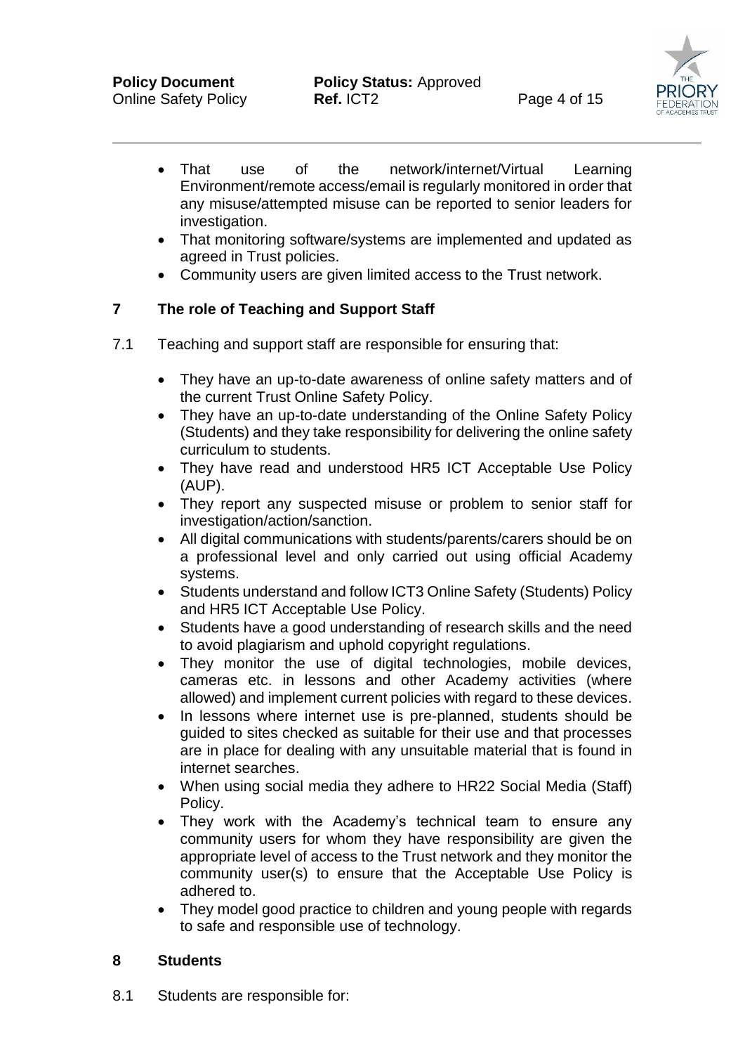- That use of the network/internet/Virtual Learning Environment/remote access/email is regularly monitored in order that any misuse/attempted misuse can be reported to senior leaders for investigation.
- That monitoring software/systems are implemented and updated as agreed in Trust policies.
- Community users are given limited access to the Trust network.

## 7 The role of Teaching and Support Staff

7.1 Teaching and support staff are responsible for ensuring that:

- They have an up-to-date awareness of online safety matters and of the current Trust Online Safety Policy.
- They have an up-to-date understanding of the Online Safety Policy (Students) and they take responsibility for delivering the online safety curriculum to students.
- They have read and understood HR5 ICT Acceptable Use Policy (AUP).
- They report any suspected misuse or problem to senior staff for investigation/action/sanction.
- All digital communications with students/parents/carers should be on a professional level and only carried out using official Academy systems.
- Students understand and follow ICT3 Online Safety (Students) Policy and HR5 ICT Acceptable Use Policy.
- Students have a good understanding of research skills and the need to avoid plagiarism and uphold copyright regulations.
- They monitor the use of digital technologies, mobile devices, cameras etc. in lessons and other Academy activities (where allowed) and implement current policies with regard to these devices.
- In lessons where internet use is pre-planned, students should be guided to sites checked as suitable for their use and that processes are in place for dealing with any unsuitable material that is found in internet searches.
- When using social media they adhere to HR22 Social Media (Staff) Policy.
- They work with the Academy's technical team to ensure any community users for whom they have responsibility are given the appropriate level of access to the Trust network and they monitor the community user(s) to ensure that the Acceptable Use Policy is adhered to.
- They model good practice to children and young people with regards to safe and responsible use of technology.

## 8 Students

8.1 Students are responsible for: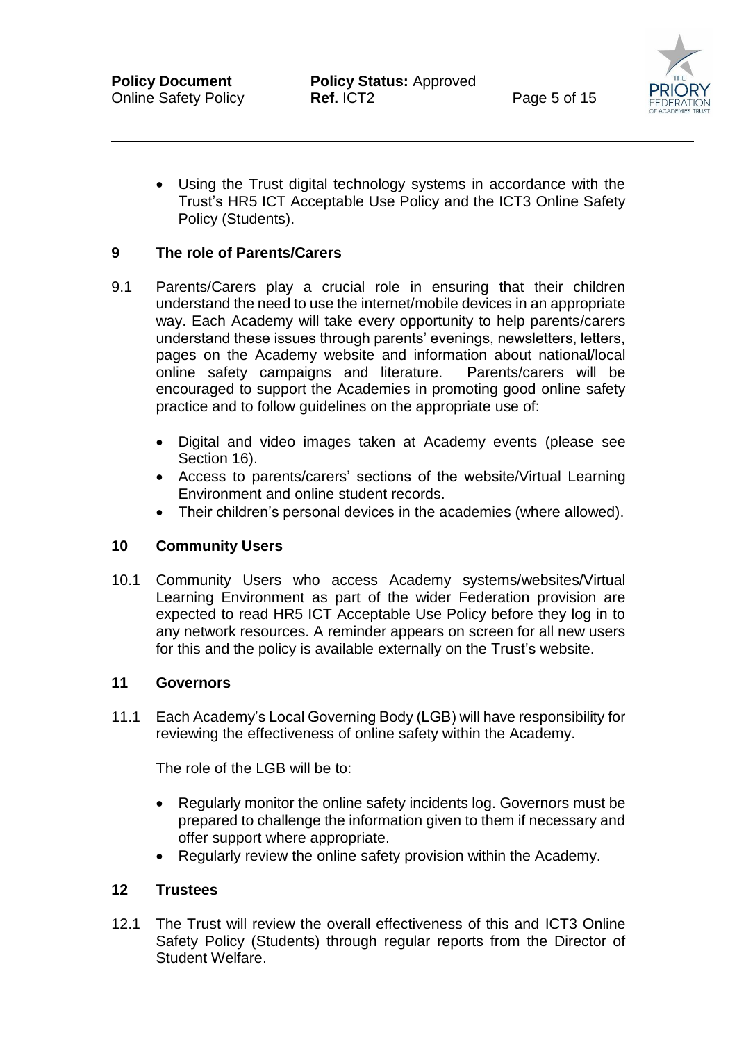- Using the Trust digital technology systems in accordance with the Trust's HR5 ICT Acceptable Use Policy and the ICT3 Online Safety Policy (Students).

## 9 The role of Parents/Carers

9.1 Parents/Carers play a crucial role in ensuring that their children understand the need to use the internet/mobile devices in an appropriate way. Each Academy will take every opportunity to help parents/carers understand these issues through parents' evenings, newsletters, letters, pages on the Academy website and information about national/local online safety campaigns and literature. Parents/carers will be encouraged to support the Academies in promoting good online safety practice and to follow guidelines on the appropriate use of:

- Digital and video images taken at Academy events (please see Section 16).
- Access to parents/carers' sections of the website/Virtual Learning Environment and online student records.
- Their children's personal devices in the academies (where allowed).

## 10 Community Users

10.1 Community Users who access Academy systems/websites/Virtual Learning Environment as part of the wider Federation provision are expected to read HR5 ICT Acceptable Use Policy before they log in to any network resources. A reminder appears on screen for all new users for this and the policy is available externally on the Trust's website.

## 11 Governors

11.1 Each Academy's Local Governing Body (LGB) will have responsibility for reviewing the effectiveness of online safety within the Academy.

The role of the LGB will be to:

- Regularly monitor the online safety incidents log. Governors must be prepared to challenge the information given to them if necessary and offer support where appropriate.
- Regularly review the online safety provision within the Academy.

## 12 Trustees

12.1 The Trust will review the overall effectiveness of this and ICT3 Online Safety Policy (Students) through regular reports from the Director of Student Welfare.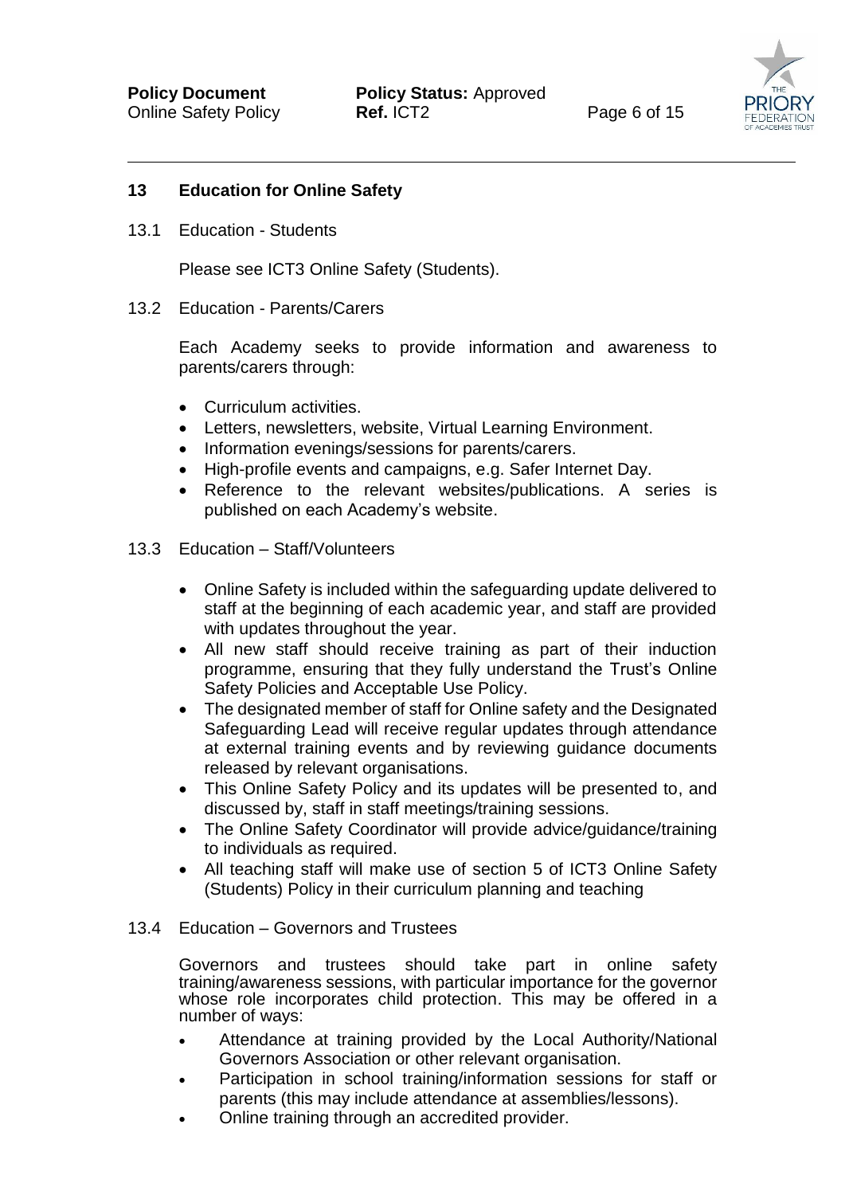## 13 Education for Online Safety

### 13.1 Education - Students

Please see ICT3 Online Safety (Students).

### 13.2 Education - Parents/Carers

Each Academy seeks to provide information and awareness to parents/carers through:

- Curriculum activities.
- Letters, newsletters, website, Virtual Learning Environment.
- Information evenings/sessions for parents/carers.
- High-profile events and campaigns, e.g. Safer Internet Day.
- Reference to the relevant websites/publications. A series is published on each Academy's website.

### 13.3 Education – Staff/Volunteers

- Online Safety is included within the safeguarding update delivered to staff at the beginning of each academic year, and staff are provided with updates throughout the year.
- All new staff should receive training as part of their induction programme, ensuring that they fully understand the Trust's Online Safety Policies and Acceptable Use Policy.
- The designated member of staff for Online safety and the Designated Safeguarding Lead will receive regular updates through attendance at external training events and by reviewing guidance documents released by relevant organisations.
- This Online Safety Policy and its updates will be presented to, and discussed by, staff in staff meetings/training sessions.
- The Online Safety Coordinator will provide advice/guidance/training to individuals as required.
- All teaching staff will make use of section 5 of ICT3 Online Safety (Students) Policy in their curriculum planning and teaching

### 13.4 Education – Governors and Trustees

Governors and trustees should take part in online safety training/awareness sessions, with particular importance for the governor whose role incorporates child protection. This may be offered in a number of ways:

- Attendance at training provided by the Local Authority/National Governors Association or other relevant organisation.
- Participation in school training/information sessions for staff or parents (this may include attendance at assemblies/lessons).
- Online training through an accredited provider.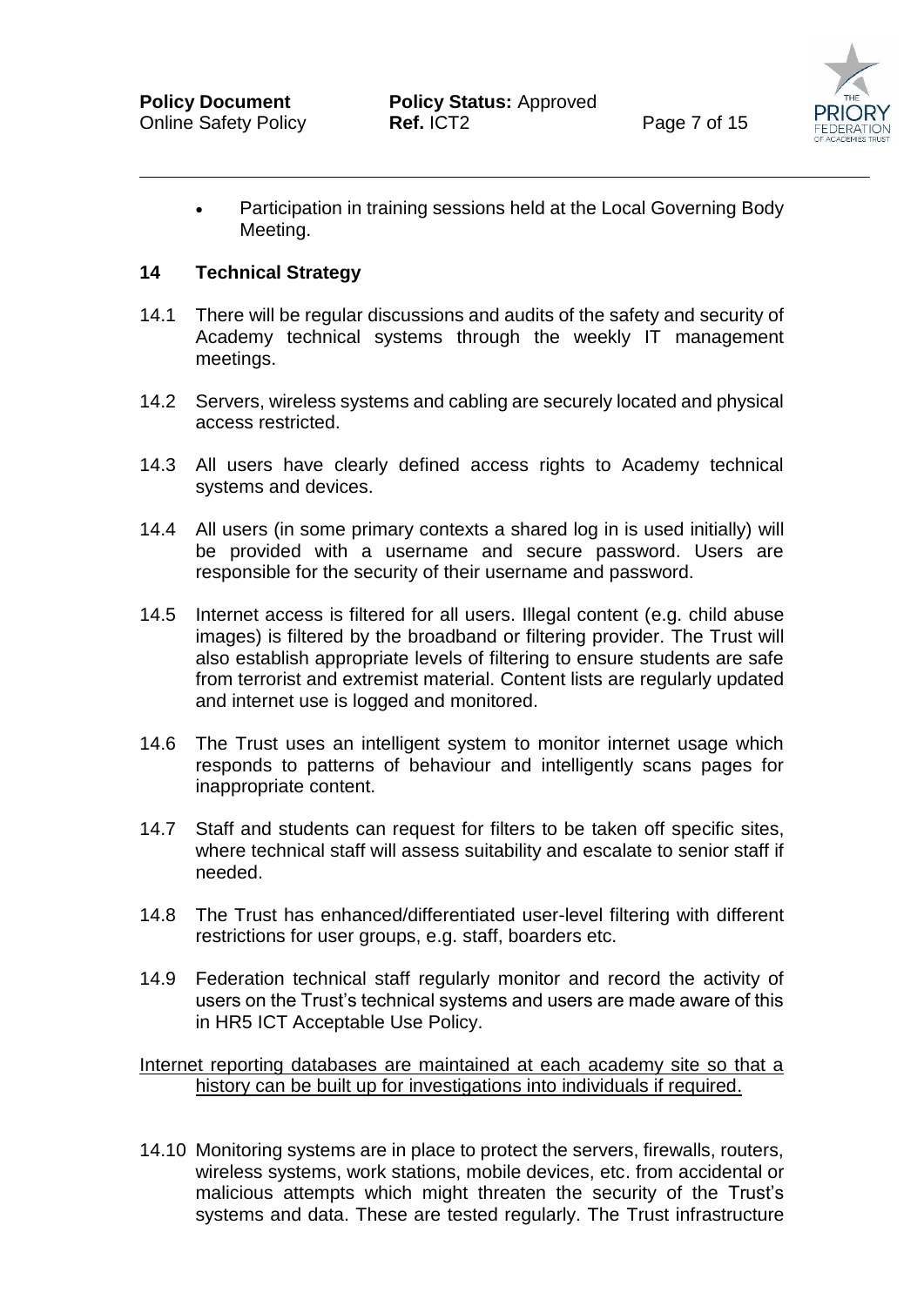- Participation in training sessions held at the Local Governing Body Meeting.

## 14 Technical Strategy

14.1 There will be regular discussions and audits of the safety and security of Academy technical systems through the weekly IT management meetings.

14.2 Servers, wireless systems and cabling are securely located and physical access restricted.

14.3 All users have clearly defined access rights to Academy technical systems and devices.

14.4 All users (in some primary contexts a shared log in is used initially) will be provided with a username and secure password. Users are responsible for the security of their username and password.

14.5 Internet access is filtered for all users. Illegal content (e.g. child abuse images) is filtered by the broadband or filtering provider. The Trust will also establish appropriate levels of filtering to ensure students are safe from terrorist and extremist material. Content lists are regularly updated and internet use is logged and monitored.

14.6 The Trust uses an intelligent system to monitor internet usage which responds to patterns of behaviour and intelligently scans pages for inappropriate content.

14.7 Staff and students can request for filters to be taken off specific sites, where technical staff will assess suitability and escalate to senior staff if needed.

14.8 The Trust has enhanced/differentiated user-level filtering with different restrictions for user groups, e.g. staff, boarders etc.

14.9 Federation technical staff regularly monitor and record the activity of users on the Trust's technical systems and users are made aware of this in HR5 ICT Acceptable Use Policy.

<u>Internet reporting databases are maintained at each academy site so that a history can be built up for investigations into individuals if required.</u>

14.10 Monitoring systems are in place to protect the servers, firewalls, routers, wireless systems, work stations, mobile devices, etc. from accidental or malicious attempts which might threaten the security of the Trust's systems and data. These are tested regularly. The Trust infrastructure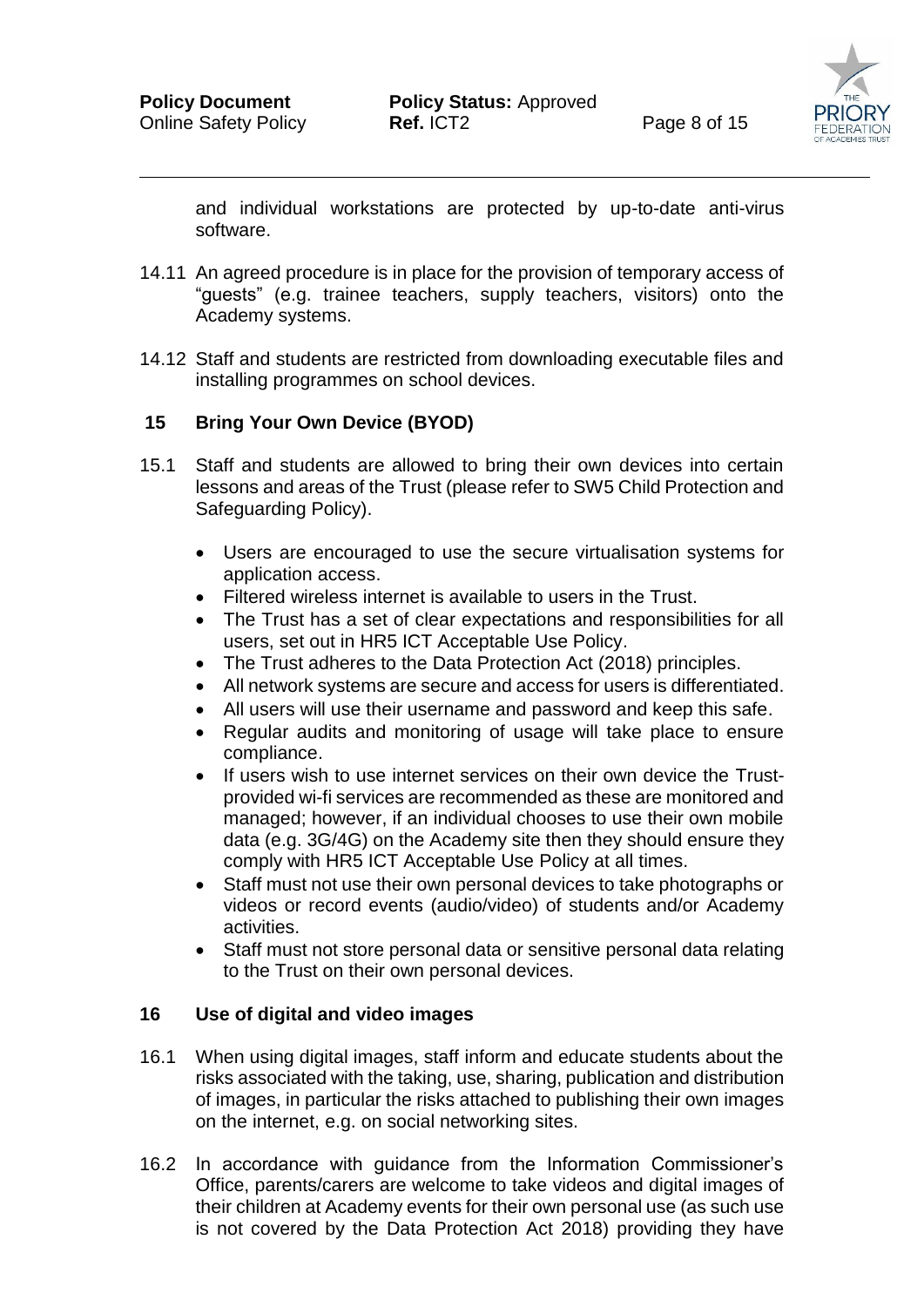and individual workstations are protected by up-to-date anti-virus software.

14.11 An agreed procedure is in place for the provision of temporary access of "guests" (e.g. trainee teachers, supply teachers, visitors) onto the Academy systems.

14.12 Staff and students are restricted from downloading executable files and installing programmes on school devices.

## 15 Bring Your Own Device (BYOD)

15.1 Staff and students are allowed to bring their own devices into certain lessons and areas of the Trust (please refer to SW5 Child Protection and Safeguarding Policy).

- Users are encouraged to use the secure virtualisation systems for application access.
- Filtered wireless internet is available to users in the Trust.
- The Trust has a set of clear expectations and responsibilities for all users, set out in HR5 ICT Acceptable Use Policy.
- The Trust adheres to the Data Protection Act (2018) principles.
- All network systems are secure and access for users is differentiated.
- All users will use their username and password and keep this safe.
- Regular audits and monitoring of usage will take place to ensure compliance.
- If users wish to use internet services on their own device the Trust-provided wi-fi services are recommended as these are monitored and managed; however, if an individual chooses to use their own mobile data (e.g. 3G/4G) on the Academy site then they should ensure they comply with HR5 ICT Acceptable Use Policy at all times.
- Staff must not use their own personal devices to take photographs or videos or record events (audio/video) of students and/or Academy activities.
- Staff must not store personal data or sensitive personal data relating to the Trust on their own personal devices.

## 16 Use of digital and video images

16.1 When using digital images, staff inform and educate students about the risks associated with the taking, use, sharing, publication and distribution of images, in particular the risks attached to publishing their own images on the internet, e.g. on social networking sites.

16.2 In accordance with guidance from the Information Commissioner's Office, parents/carers are welcome to take videos and digital images of their children at Academy events for their own personal use (as such use is not covered by the Data Protection Act 2018) providing they have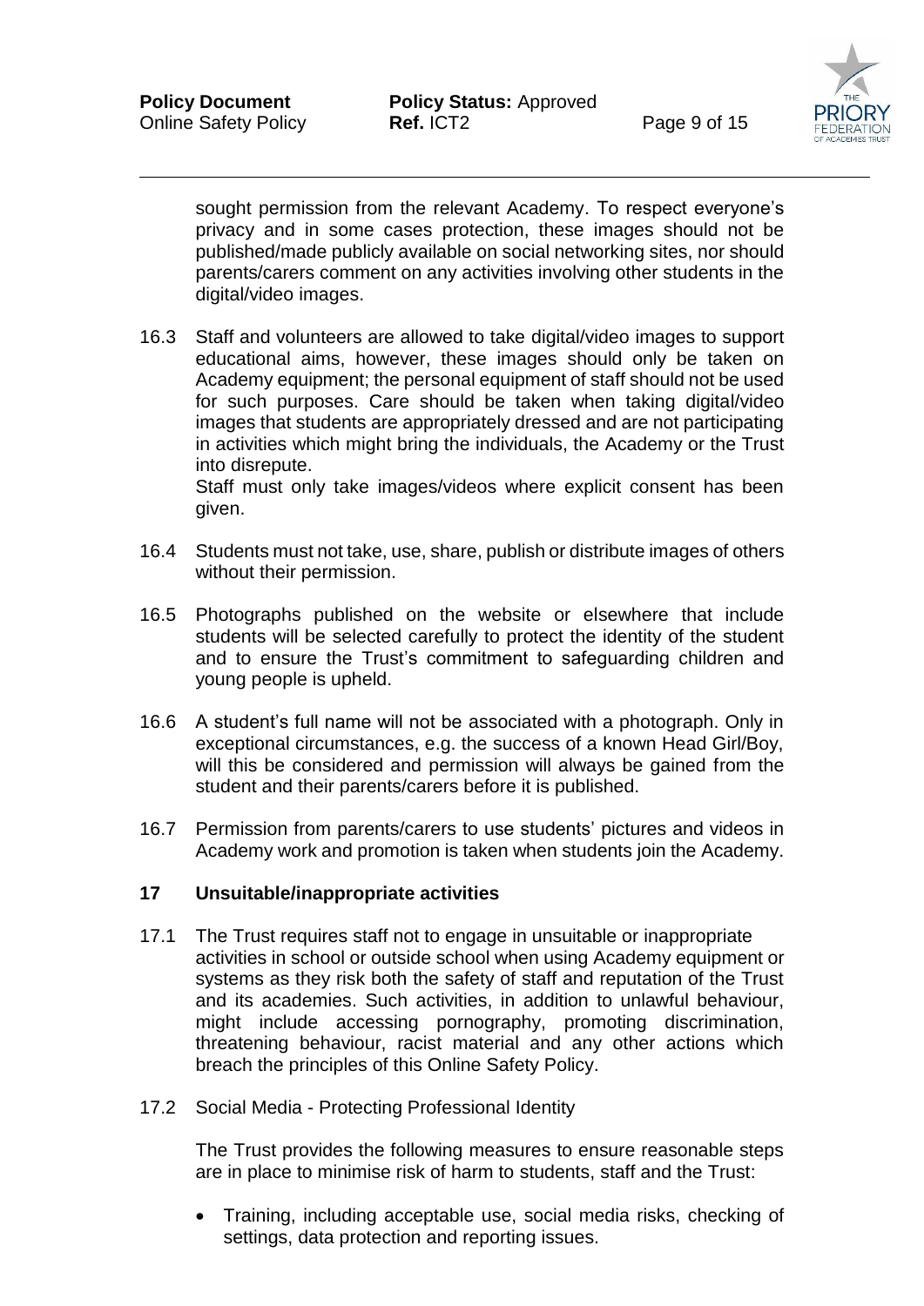sought permission from the relevant Academy. To respect everyone's privacy and in some cases protection, these images should not be published/made publicly available on social networking sites, nor should parents/carers comment on any activities involving other students in the digital/video images.

16.3 Staff and volunteers are allowed to take digital/video images to support educational aims, however, these images should only be taken on Academy equipment; the personal equipment of staff should not be used for such purposes. Care should be taken when taking digital/video images that students are appropriately dressed and are not participating in activities which might bring the individuals, the Academy or the Trust into disrepute.
Staff must only take images/videos where explicit consent has been given.

16.4 Students must not take, use, share, publish or distribute images of others without their permission.

16.5 Photographs published on the website or elsewhere that include students will be selected carefully to protect the identity of the student and to ensure the Trust's commitment to safeguarding children and young people is upheld.

16.6 A student's full name will not be associated with a photograph. Only in exceptional circumstances, e.g. the success of a known Head Girl/Boy, will this be considered and permission will always be gained from the student and their parents/carers before it is published.

16.7 Permission from parents/carers to use students' pictures and videos in Academy work and promotion is taken when students join the Academy.

## 17 Unsuitable/inappropriate activities

17.1 The Trust requires staff not to engage in unsuitable or inappropriate activities in school or outside school when using Academy equipment or systems as they risk both the safety of staff and reputation of the Trust and its academies. Such activities, in addition to unlawful behaviour, might include accessing pornography, promoting discrimination, threatening behaviour, racist material and any other actions which breach the principles of this Online Safety Policy.

17.2 Social Media - Protecting Professional Identity

The Trust provides the following measures to ensure reasonable steps are in place to minimise risk of harm to students, staff and the Trust:

- Training, including acceptable use, social media risks, checking of settings, data protection and reporting issues.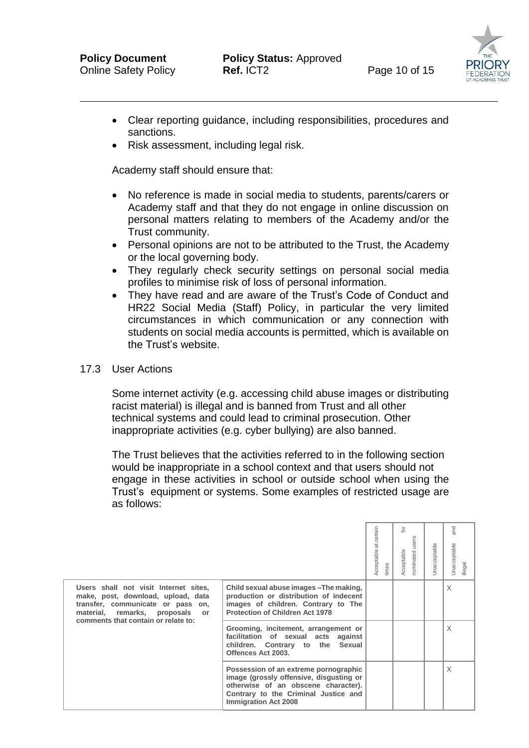- Clear reporting guidance, including responsibilities, procedures and sanctions.
- Risk assessment, including legal risk.

Academy staff should ensure that:

- No reference is made in social media to students, parents/carers or Academy staff and that they do not engage in online discussion on personal matters relating to members of the Academy and/or the Trust community.
- Personal opinions are not to be attributed to the Trust, the Academy or the local governing body.
- They regularly check security settings on personal social media profiles to minimise risk of loss of personal information.
- They have read and are aware of the Trust's Code of Conduct and HR22 Social Media (Staff) Policy, in particular the very limited circumstances in which communication or any connection with students on social media accounts is permitted, which is available on the Trust's website.

17.3 User Actions

Some internet activity (e.g. accessing child abuse images or distributing racist material) is illegal and is banned from Trust and all other technical systems and could lead to criminal prosecution. Other inappropriate activities (e.g. cyber bullying) are also banned.

The Trust believes that the activities referred to in the following section would be inappropriate in a school context and that users should not engage in these activities in school or outside school when using the Trust's equipment or systems. Some examples of restricted usage are as follows:

| | | Acceptable at certain times | Acceptable for nominated users | Unacceptable | Unacceptable and illegal |
|---|---|---|---|---|---|
| **Users shall not visit Internet sites, make, post, download, upload, data transfer, communicate or pass on, material, remarks, proposals or comments that contain or relate to:** | **Child sexual abuse images –The making, production or distribution of indecent images of children. Contrary to The Protection of Children Act 1978** | | | | X |
| | **Grooming, incitement, arrangement or facilitation of sexual acts against children. Contrary to the Sexual Offences Act 2003.** | | | | X |
| | **Possession of an extreme pornographic image (grossly offensive, disgusting or otherwise of an obscene character). Contrary to the Criminal Justice and Immigration Act 2008** | | | | X |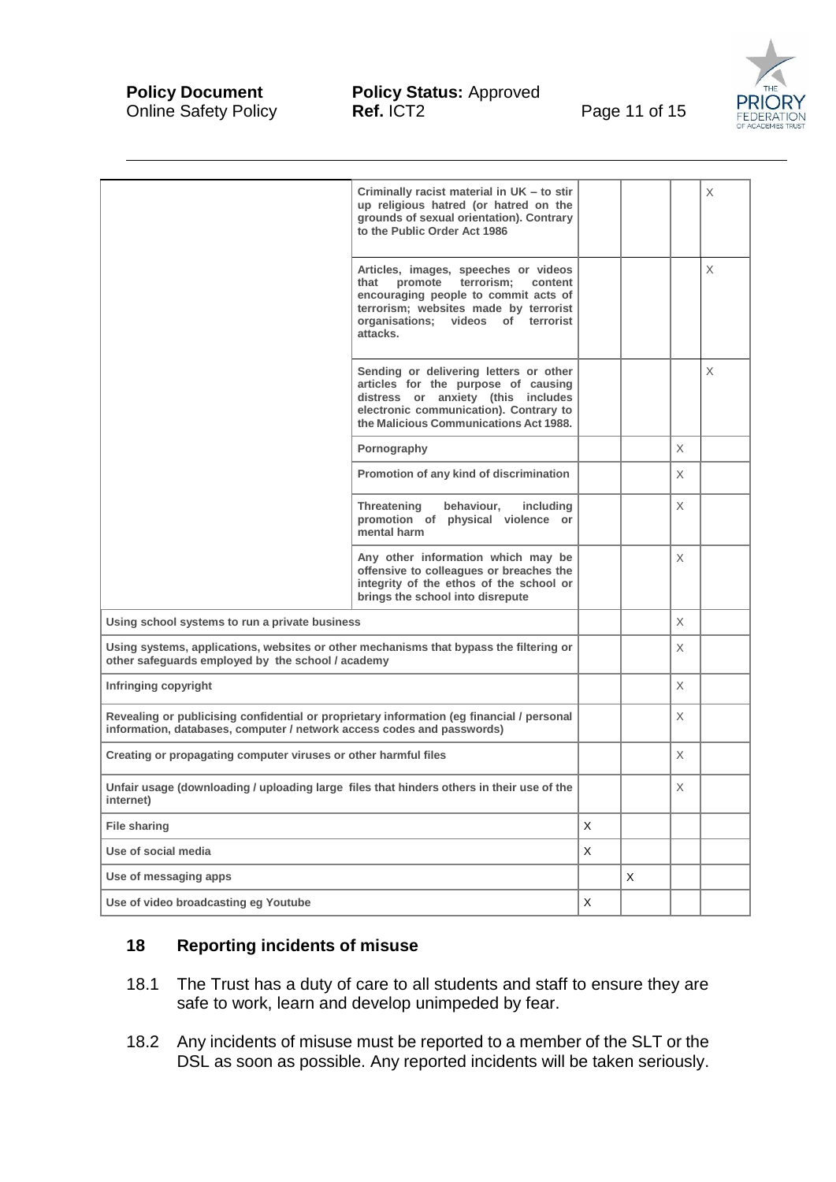| | | | | | |
|---|---|---|---|---|---|
| | **Criminally racist material in UK – to stir up religious hatred (or hatred on the grounds of sexual orientation). Contrary to the Public Order Act 1986** | | | | X |
| | **Articles, images, speeches or videos that promote terrorism; content encouraging people to commit acts of terrorism; websites made by terrorist organisations; videos of terrorist attacks.** | | | | X |
| | **Sending or delivering letters or other articles for the purpose of causing distress or anxiety (this includes electronic communication). Contrary to the Malicious Communications Act 1988.** | | | | X |
| | **Pornography** | | | X | |
| | **Promotion of any kind of discrimination** | | | X | |
| | **Threatening behaviour, including promotion of physical violence or mental harm** | | | X | |
| | **Any other information which may be offensive to colleagues or breaches the integrity of the ethos of the school or brings the school into disrepute** | | | X | |
| **Using school systems to run a private business** | | | | X | |
| **Using systems, applications, websites or other mechanisms that bypass the filtering or other safeguards employed by the school / academy** | | | | X | |
| **Infringing copyright** | | | | X | |
| **Revealing or publicising confidential or proprietary information (eg financial / personal information, databases, computer / network access codes and passwords)** | | | | X | |
| **Creating or propagating computer viruses or other harmful files** | | | | X | |
| **Unfair usage (downloading / uploading large files that hinders others in their use of the internet)** | | | | X | |
| **File sharing** | | X | | | |
| **Use of social media** | | X | | | |
| **Use of messaging apps** | | | X | | |
| **Use of video broadcasting eg Youtube** | | X | | | |

## 18 Reporting incidents of misuse

18.1 The Trust has a duty of care to all students and staff to ensure they are safe to work, learn and develop unimpeded by fear.

18.2 Any incidents of misuse must be reported to a member of the SLT or the DSL as soon as possible. Any reported incidents will be taken seriously.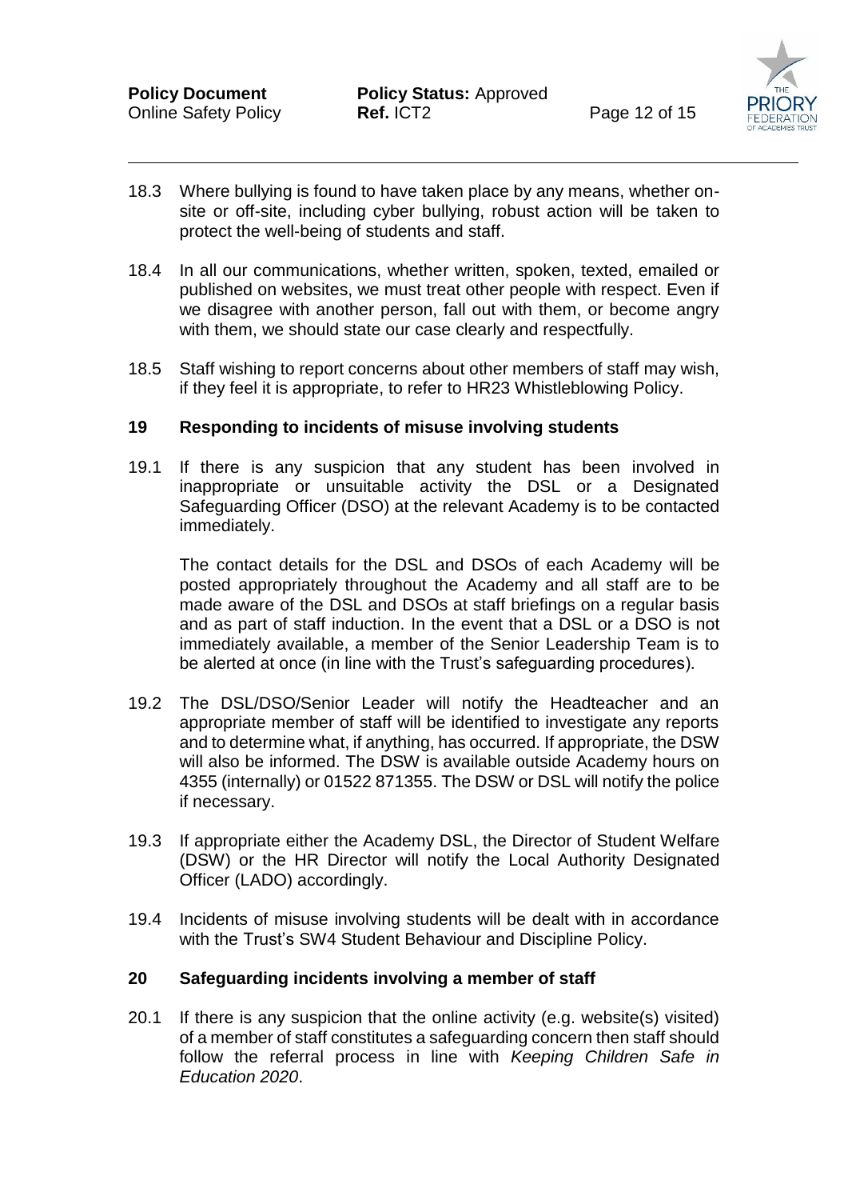18.3 Where bullying is found to have taken place by any means, whether on-site or off-site, including cyber bullying, robust action will be taken to protect the well-being of students and staff.

18.4 In all our communications, whether written, spoken, texted, emailed or published on websites, we must treat other people with respect. Even if we disagree with another person, fall out with them, or become angry with them, we should state our case clearly and respectfully.

18.5 Staff wishing to report concerns about other members of staff may wish, if they feel it is appropriate, to refer to HR23 Whistleblowing Policy.

## 19 Responding to incidents of misuse involving students

19.1 If there is any suspicion that any student has been involved in inappropriate or unsuitable activity the DSL or a Designated Safeguarding Officer (DSO) at the relevant Academy is to be contacted immediately.

The contact details for the DSL and DSOs of each Academy will be posted appropriately throughout the Academy and all staff are to be made aware of the DSL and DSOs at staff briefings on a regular basis and as part of staff induction. In the event that a DSL or a DSO is not immediately available, a member of the Senior Leadership Team is to be alerted at once (in line with the Trust's safeguarding procedures).

19.2 The DSL/DSO/Senior Leader will notify the Headteacher and an appropriate member of staff will be identified to investigate any reports and to determine what, if anything, has occurred. If appropriate, the DSW will also be informed. The DSW is available outside Academy hours on 4355 (internally) or 01522 871355. The DSW or DSL will notify the police if necessary.

19.3 If appropriate either the Academy DSL, the Director of Student Welfare (DSW) or the HR Director will notify the Local Authority Designated Officer (LADO) accordingly.

19.4 Incidents of misuse involving students will be dealt with in accordance with the Trust's SW4 Student Behaviour and Discipline Policy.

## 20 Safeguarding incidents involving a member of staff

20.1 If there is any suspicion that the online activity (e.g. website(s) visited) of a member of staff constitutes a safeguarding concern then staff should follow the referral process in line with *Keeping Children Safe in Education 2020*.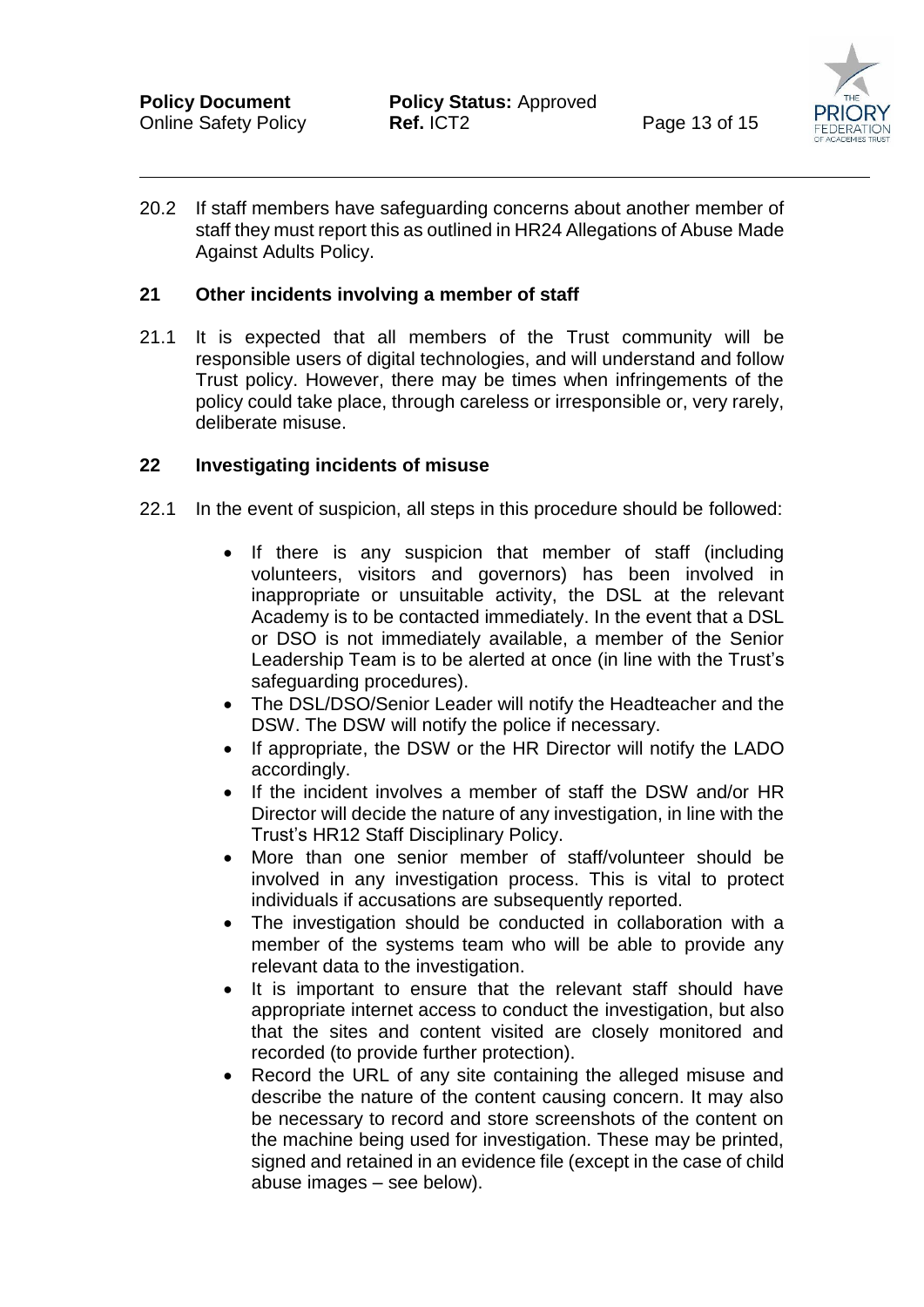20.2 If staff members have safeguarding concerns about another member of staff they must report this as outlined in HR24 Allegations of Abuse Made Against Adults Policy.

## 21 Other incidents involving a member of staff

21.1 It is expected that all members of the Trust community will be responsible users of digital technologies, and will understand and follow Trust policy. However, there may be times when infringements of the policy could take place, through careless or irresponsible or, very rarely, deliberate misuse.

## 22 Investigating incidents of misuse

22.1 In the event of suspicion, all steps in this procedure should be followed:

- If there is any suspicion that member of staff (including volunteers, visitors and governors) has been involved in inappropriate or unsuitable activity, the DSL at the relevant Academy is to be contacted immediately. In the event that a DSL or DSO is not immediately available, a member of the Senior Leadership Team is to be alerted at once (in line with the Trust's safeguarding procedures).
- The DSL/DSO/Senior Leader will notify the Headteacher and the DSW. The DSW will notify the police if necessary.
- If appropriate, the DSW or the HR Director will notify the LADO accordingly.
- If the incident involves a member of staff the DSW and/or HR Director will decide the nature of any investigation, in line with the Trust's HR12 Staff Disciplinary Policy.
- More than one senior member of staff/volunteer should be involved in any investigation process. This is vital to protect individuals if accusations are subsequently reported.
- The investigation should be conducted in collaboration with a member of the systems team who will be able to provide any relevant data to the investigation.
- It is important to ensure that the relevant staff should have appropriate internet access to conduct the investigation, but also that the sites and content visited are closely monitored and recorded (to provide further protection).
- Record the URL of any site containing the alleged misuse and describe the nature of the content causing concern. It may also be necessary to record and store screenshots of the content on the machine being used for investigation. These may be printed, signed and retained in an evidence file (except in the case of child abuse images – see below).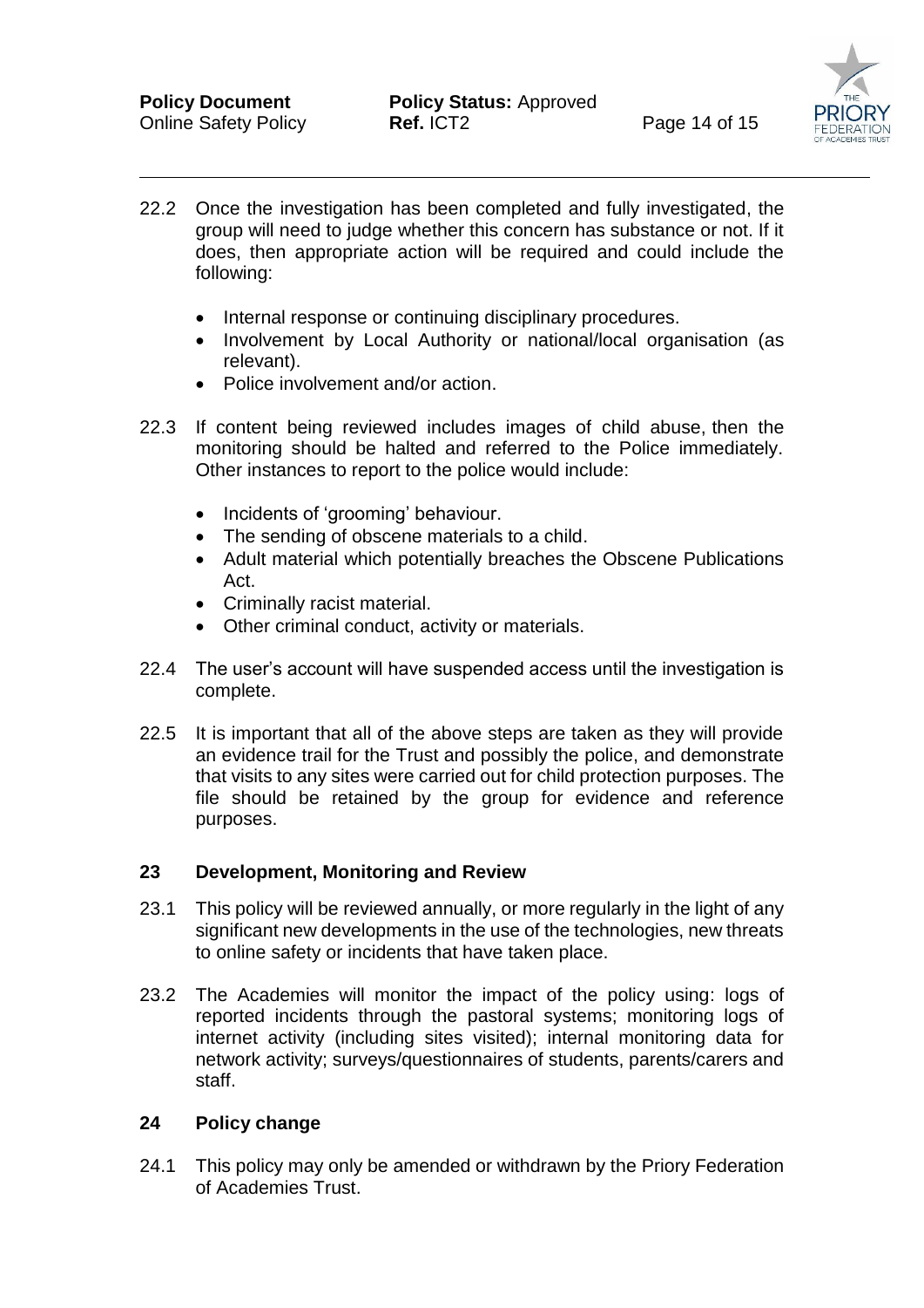22.2 Once the investigation has been completed and fully investigated, the group will need to judge whether this concern has substance or not. If it does, then appropriate action will be required and could include the following:

- Internal response or continuing disciplinary procedures.
- Involvement by Local Authority or national/local organisation (as relevant).
- Police involvement and/or action.

22.3 If content being reviewed includes images of child abuse, then the monitoring should be halted and referred to the Police immediately. Other instances to report to the police would include:

- Incidents of 'grooming' behaviour.
- The sending of obscene materials to a child.
- Adult material which potentially breaches the Obscene Publications Act.
- Criminally racist material.
- Other criminal conduct, activity or materials.

22.4 The user's account will have suspended access until the investigation is complete.

22.5 It is important that all of the above steps are taken as they will provide an evidence trail for the Trust and possibly the police, and demonstrate that visits to any sites were carried out for child protection purposes. The file should be retained by the group for evidence and reference purposes.

## 23 Development, Monitoring and Review

23.1 This policy will be reviewed annually, or more regularly in the light of any significant new developments in the use of the technologies, new threats to online safety or incidents that have taken place.

23.2 The Academies will monitor the impact of the policy using: logs of reported incidents through the pastoral systems; monitoring logs of internet activity (including sites visited); internal monitoring data for network activity; surveys/questionnaires of students, parents/carers and staff.

## 24 Policy change

24.1 This policy may only be amended or withdrawn by the Priory Federation of Academies Trust.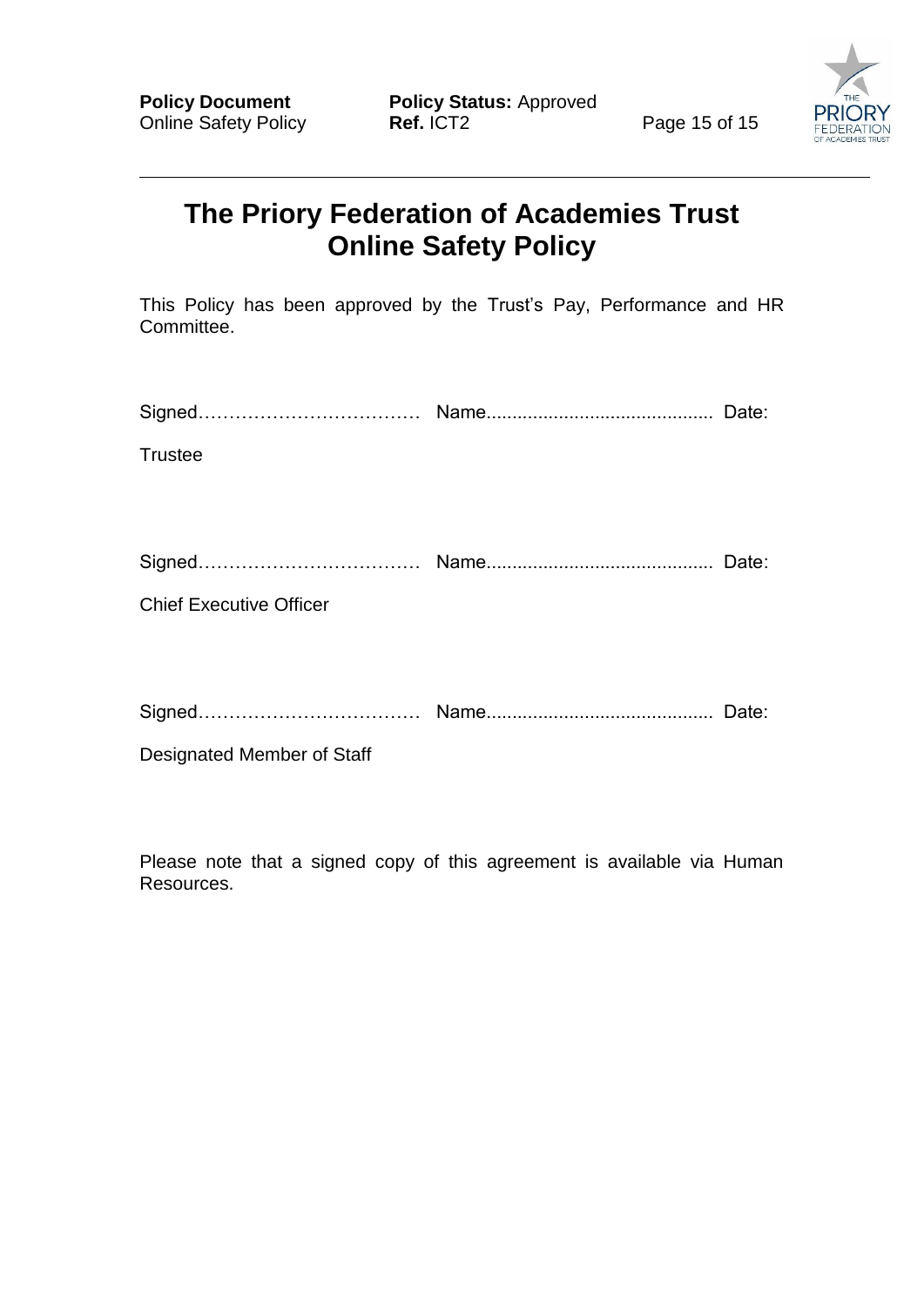# The Priory Federation of Academies Trust
# Online Safety Policy

This Policy has been approved by the Trust's Pay, Performance and HR Committee.

Signed……………………………… Name........................................... Date:

Trustee

Signed……………………………… Name........................................... Date:

Chief Executive Officer

Signed……………………………… Name........................................... Date:

Designated Member of Staff

Please note that a signed copy of this agreement is available via Human Resources.